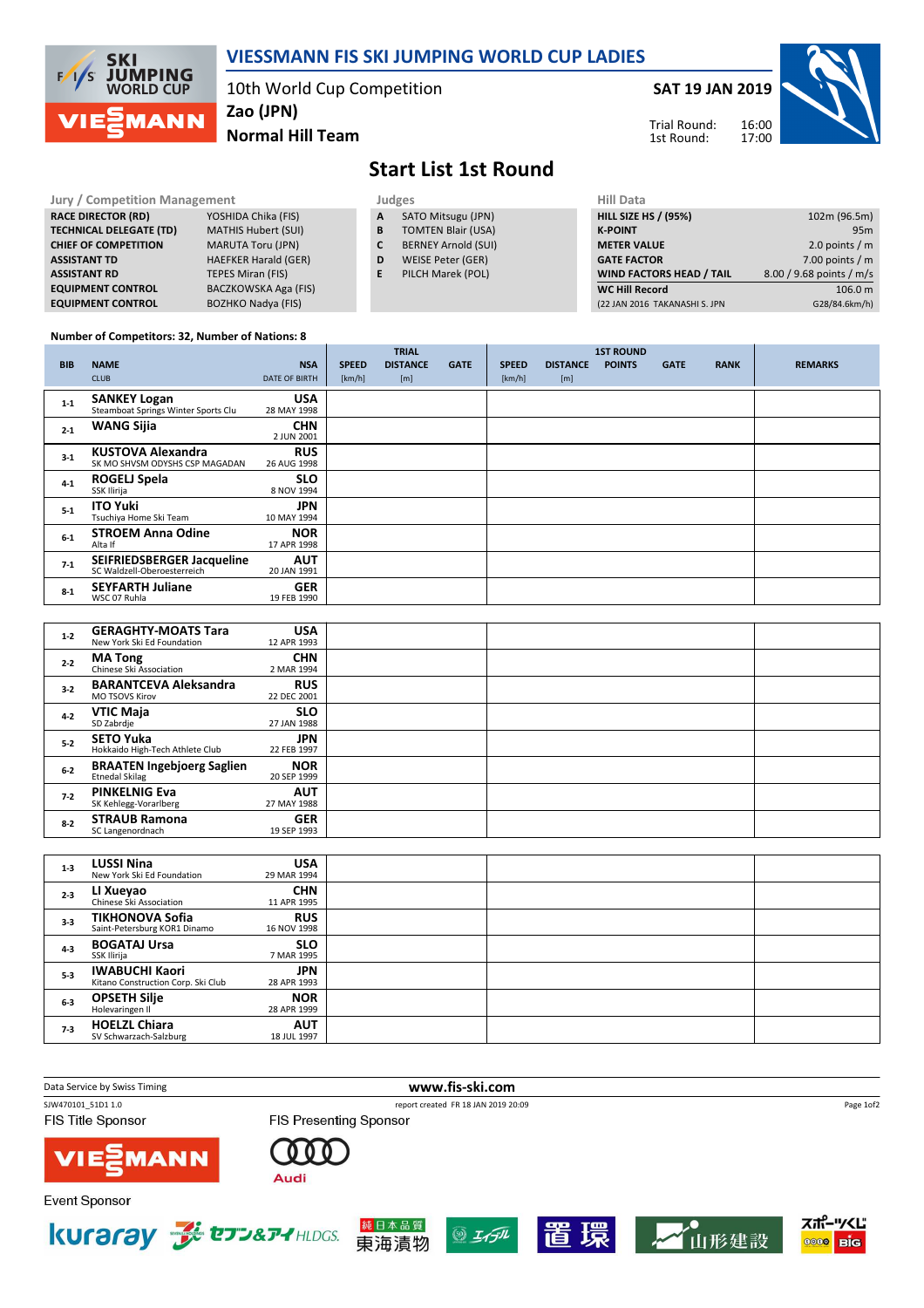# VIESSMANN FIS SKI JUMPING WORLD CUP LADIES

10th World Cup Competition
Zao (JPN)
**Normal Hill Team**

**SAT 19 JAN 2019**

Trial Round: 16:00
1st Round: 17:00

## Start List 1st Round

| Jury / Competition Management | |
|---|---|
| RACE DIRECTOR (RD) | YOSHIDA Chika (FIS) |
| TECHNICAL DELEGATE (TD) | MATHIS Hubert (SUI) |
| CHIEF OF COMPETITION | MARUTA Toru (JPN) |
| ASSISTANT TD | HAEFKER Harald (GER) |
| ASSISTANT RD | TEPES Miran (FIS) |
| EQUIPMENT CONTROL | BACZKOWSKA Aga (FIS) |
| EQUIPMENT CONTROL | BOZHKO Nadya (FIS) |

| Judges | |
|---|---|
| A | SATO Mitsugu (JPN) |
| B | TOMTEN Blair (USA) |
| C | BERNEY Arnold (SUI) |
| D | WEISE Peter (GER) |
| E | PILCH Marek (POL) |

| Hill Data | |
|---|---|
| HILL SIZE HS / (95%) | 102m (96.5m) |
| K-POINT | 95m |
| METER VALUE | 2.0 points / m |
| GATE FACTOR | 7.00 points / m |
| WIND FACTORS HEAD / TAIL | 8.00 / 9.68 points / m/s |
| WC Hill Record | 106.0 m |
| (22 JAN 2016 TAKANASHI S. JPN | G28/84.6km/h) |

Number of Competitors: 32, Number of Nations: 8

| BIB | NAME / CLUB | NSA / DATE OF BIRTH | TRIAL SPEED [km/h] | TRIAL DISTANCE [m] | TRIAL GATE | 1ST ROUND SPEED [km/h] | 1ST ROUND DISTANCE [m] | 1ST ROUND POINTS | 1ST ROUND GATE | 1ST ROUND RANK | REMARKS |
|---|---|---|---|---|---|---|---|---|---|---|---|
| 1-1 | **SANKEY Logan** Steamboat Springs Winter Sports Clu | **USA** 28 MAY 1998 | | | | | | | | | |
| 2-1 | **WANG Sijia** | **CHN** 2 JUN 2001 | | | | | | | | | |
| 3-1 | **KUSTOVA Alexandra** SK MO SHVSM ODYSHS CSP MAGADAN | **RUS** 26 AUG 1998 | | | | | | | | | |
| 4-1 | **ROGELJ Spela** SSK Ilirija | **SLO** 8 NOV 1994 | | | | | | | | | |
| 5-1 | **ITO Yuki** Tsuchiya Home Ski Team | **JPN** 10 MAY 1994 | | | | | | | | | |
| 6-1 | **STROEM Anna Odine** Alta If | **NOR** 17 APR 1998 | | | | | | | | | |
| 7-1 | **SEIFRIEDSBERGER Jacqueline** SC Waldzell-Oberoesterreich | **AUT** 20 JAN 1991 | | | | | | | | | |
| 8-1 | **SEYFARTH Juliane** WSC 07 Ruhla | **GER** 19 FEB 1990 | | | | | | | | | |
| 1-2 | **GERAGHTY-MOATS Tara** New York Ski Ed Foundation | **USA** 12 APR 1993 | | | | | | | | | |
| 2-2 | **MA Tong** Chinese Ski Association | **CHN** 2 MAR 1994 | | | | | | | | | |
| 3-2 | **BARANTCEVA Aleksandra** MO TSOVS Kirov | **RUS** 22 DEC 2001 | | | | | | | | | |
| 4-2 | **VTIC Maja** SD Zabrdje | **SLO** 27 JAN 1988 | | | | | | | | | |
| 5-2 | **SETO Yuka** Hokkaido High-Tech Athlete Club | **JPN** 22 FEB 1997 | | | | | | | | | |
| 6-2 | **BRAATEN Ingebjoerg Saglien** Etnedal Skilag | **NOR** 20 SEP 1999 | | | | | | | | | |
| 7-2 | **PINKELNIG Eva** SK Kehlegg-Vorarlberg | **AUT** 27 MAY 1988 | | | | | | | | | |
| 8-2 | **STRAUB Ramona** SC Langenordnach | **GER** 19 SEP 1993 | | | | | | | | | |
| 1-3 | **LUSSI Nina** New York Ski Ed Foundation | **USA** 29 MAR 1994 | | | | | | | | | |
| 2-3 | **LI Xueyao** Chinese Ski Association | **CHN** 11 APR 1995 | | | | | | | | | |
| 3-3 | **TIKHONOVA Sofia** Saint-Petersburg KOR1 Dinamo | **RUS** 16 NOV 1998 | | | | | | | | | |
| 4-3 | **BOGATAJ Ursa** SSK Ilirija | **SLO** 7 MAR 1995 | | | | | | | | | |
| 5-3 | **IWABUCHI Kaori** Kitano Construction Corp. Ski Club | **JPN** 28 APR 1993 | | | | | | | | | |
| 6-3 | **OPSETH Silje** Holevaringen Il | **NOR** 28 APR 1999 | | | | | | | | | |
| 7-3 | **HOELZL Chiara** SV Schwarzach-Salzburg | **AUT** 18 JUL 1997 | | | | | | | | | |

Data Service by Swiss Timing
www.fis-ski.com
SJW470101_51D1 1.0 report created FR 18 JAN 2019 20:09

FIS Title Sponsor: VIESSMANN
FIS Presenting Sponsor: Audi
Event Sponsor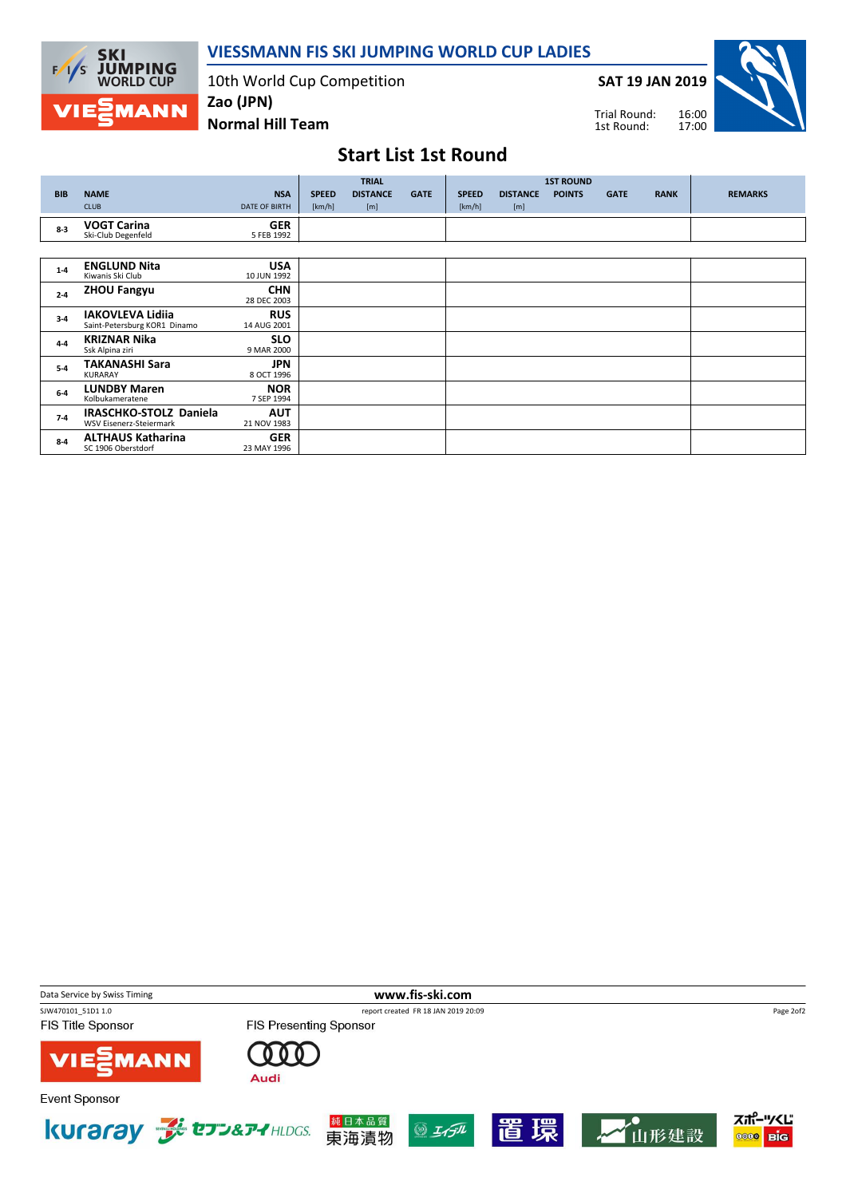# VIESSMANN FIS SKI JUMPING WORLD CUP LADIES

10th World Cup Competition
Zao (JPN)
**Normal Hill Team**

**SAT 19 JAN 2019**

Trial Round: 16:00
1st Round: 17:00

## Start List 1st Round

| BIB | NAME / CLUB | NSA / DATE OF BIRTH | TRIAL SPEED [km/h] | TRIAL DISTANCE [m] | TRIAL GATE | 1ST ROUND SPEED [km/h] | 1ST ROUND DISTANCE [m] | 1ST ROUND POINTS | 1ST ROUND GATE | 1ST ROUND RANK | REMARKS |
|---|---|---|---|---|---|---|---|---|---|---|---|
| 8-3 | **VOGT Carina** Ski-Club Degenfeld | **GER** 5 FEB 1992 | | | | | | | | | |
| 1-4 | **ENGLUND Nita** Kiwanis Ski Club | **USA** 10 JUN 1992 | | | | | | | | | |
| 2-4 | **ZHOU Fangyu** | **CHN** 28 DEC 2003 | | | | | | | | | |
| 3-4 | **IAKOVLEVA Lidiia** Saint-Petersburg KOR1 Dinamo | **RUS** 14 AUG 2001 | | | | | | | | | |
| 4-4 | **KRIZNAR Nika** Ssk Alpina ziri | **SLO** 9 MAR 2000 | | | | | | | | | |
| 5-4 | **TAKANASHI Sara** KURARAY | **JPN** 8 OCT 1996 | | | | | | | | | |
| 6-4 | **LUNDBY Maren** Kolbukameratene | **NOR** 7 SEP 1994 | | | | | | | | | |
| 7-4 | **IRASCHKO-STOLZ Daniela** WSV Eisenerz-Steiermark | **AUT** 21 NOV 1983 | | | | | | | | | |
| 8-4 | **ALTHAUS Katharina** SC 1906 Oberstdorf | **GER** 23 MAY 1996 | | | | | | | | | |

Data Service by Swiss Timing
www.fis-ski.com
SJW470101_51D1 1.0
report created FR 18 JAN 2019 20:09

FIS Title Sponsor
FIS Presenting Sponsor
Event Sponsor